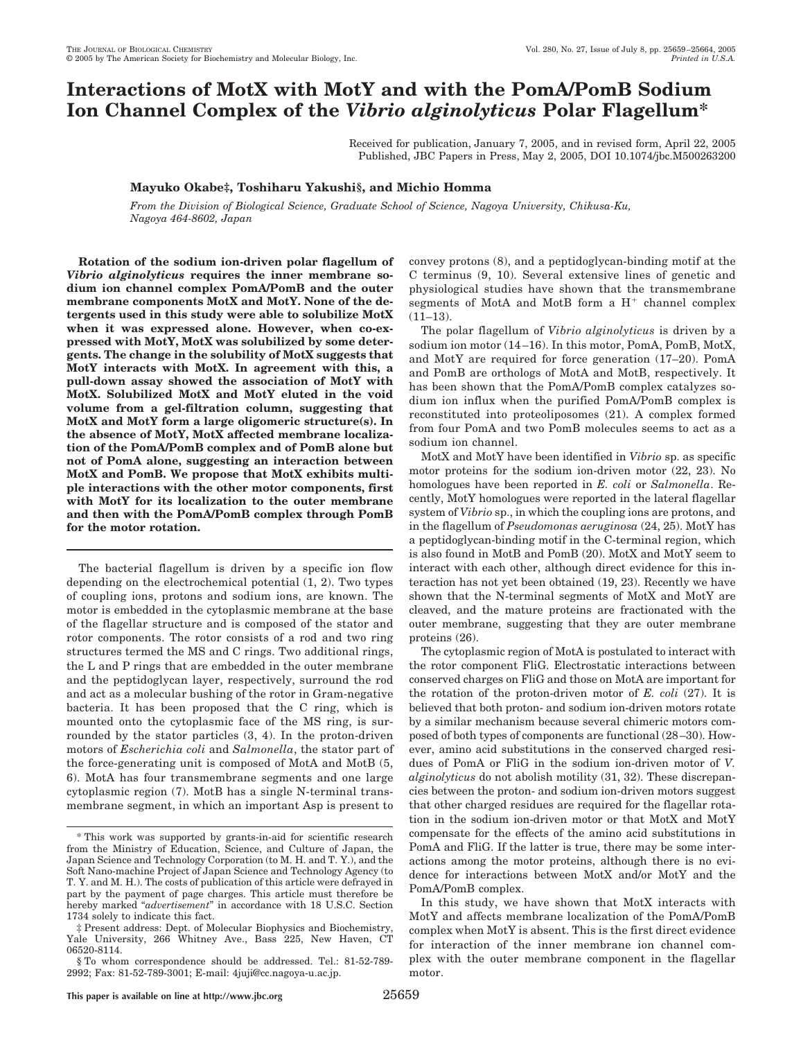# Interactions of MotX with MotY and with the PomA/PomB Sodium Ion Channel Complex of the *Vibrio alginolyticus* Polar Flagellum*

Received for publication, January 7, 2005, and in revised form, April 22, 2005
Published, JBC Papers in Press, May 2, 2005, DOI 10.1074/jbc.M500263200

**Mayuko Okabe‡, Toshiharu Yakushi§, and Michio Homma**

*From the Division of Biological Science, Graduate School of Science, Nagoya University, Chikusa-Ku, Nagoya 464-8602, Japan*

**Rotation of the sodium ion-driven polar flagellum of *Vibrio alginolyticus* requires the inner membrane sodium ion channel complex PomA/PomB and the outer membrane components MotX and MotY. None of the detergents used in this study were able to solubilize MotX when it was expressed alone. However, when co-expressed with MotY, MotX was solubilized by some detergents. The change in the solubility of MotX suggests that MotY interacts with MotX. In agreement with this, a pull-down assay showed the association of MotY with MotX. Solubilized MotX and MotY eluted in the void volume from a gel-filtration column, suggesting that MotX and MotY form a large oligomeric structure(s). In the absence of MotY, MotX affected membrane localization of the PomA/PomB complex and of PomB alone but not of PomA alone, suggesting an interaction between MotX and PomB. We propose that MotX exhibits multiple interactions with the other motor components, first with MotY for its localization to the outer membrane and then with the PomA/PomB complex through PomB for the motor rotation.**

The bacterial flagellum is driven by a specific ion flow depending on the electrochemical potential (1, 2). Two types of coupling ions, protons and sodium ions, are known. The motor is embedded in the cytoplasmic membrane at the base of the flagellar structure and is composed of the stator and rotor components. The rotor consists of a rod and two ring structures termed the MS and C rings. Two additional rings, the L and P rings that are embedded in the outer membrane and the peptidoglycan layer, respectively, surround the rod and act as a molecular bushing of the rotor in Gram-negative bacteria. It has been proposed that the C ring, which is mounted onto the cytoplasmic face of the MS ring, is surrounded by the stator particles (3, 4). In the proton-driven motors of *Escherichia coli* and *Salmonella*, the stator part of the force-generating unit is composed of MotA and MotB (5, 6). MotA has four transmembrane segments and one large cytoplasmic region (7). MotB has a single N-terminal transmembrane segment, in which an important Asp is present to convey protons (8), and a peptidoglycan-binding motif at the C terminus (9, 10). Several extensive lines of genetic and physiological studies have shown that the transmembrane segments of MotA and MotB form a $H^+$ channel complex (11–13).

The polar flagellum of *Vibrio alginolyticus* is driven by a sodium ion motor (14–16). In this motor, PomA, PomB, MotX, and MotY are required for force generation (17–20). PomA and PomB are orthologs of MotA and MotB, respectively. It has been shown that the PomA/PomB complex catalyzes sodium ion influx when the purified PomA/PomB complex is reconstituted into proteoliposomes (21). A complex formed from four PomA and two PomB molecules seems to act as a sodium ion channel.

MotX and MotY have been identified in *Vibrio* sp. as specific motor proteins for the sodium ion-driven motor (22, 23). No homologues have been reported in *E. coli* or *Salmonella*. Recently, MotY homologues were reported in the lateral flagellar system of *Vibrio* sp., in which the coupling ions are protons, and in the flagellum of *Pseudomonas aeruginosa* (24, 25). MotY has a peptidoglycan-binding motif in the C-terminal region, which is also found in MotB and PomB (20). MotX and MotY seem to interact with each other, although direct evidence for this interaction has not yet been obtained (19, 23). Recently we have shown that the N-terminal segments of MotX and MotY are cleaved, and the mature proteins are fractionated with the outer membrane, suggesting that they are outer membrane proteins (26).

The cytoplasmic region of MotA is postulated to interact with the rotor component FliG. Electrostatic interactions between conserved charges on FliG and those on MotA are important for the rotation of the proton-driven motor of *E. coli* (27). It is believed that both proton- and sodium ion-driven motors rotate by a similar mechanism because several chimeric motors composed of both types of components are functional (28–30). However, amino acid substitutions in the conserved charged residues of PomA or FliG in the sodium ion-driven motor of *V. alginolyticus* do not abolish motility (31, 32). These discrepancies between the proton- and sodium ion-driven motors suggest that other charged residues are required for the flagellar rotation in the sodium ion-driven motor or that MotX and MotY compensate for the effects of the amino acid substitutions in PomA and FliG. If the latter is true, there may be some interactions among the motor proteins, although there is no evidence for interactions between MotX and/or MotY and the PomA/PomB complex.

In this study, we have shown that MotX interacts with MotY and affects membrane localization of the PomA/PomB complex when MotY is absent. This is the first direct evidence for interaction of the inner membrane ion channel complex with the outer membrane component in the flagellar motor.

---

* This work was supported by grants-in-aid for scientific research from the Ministry of Education, Science, and Culture of Japan, the Japan Science and Technology Corporation (to M. H. and T. Y.), and the Soft Nano-machine Project of Japan Science and Technology Agency (to T. Y. and M. H.). The costs of publication of this article were defrayed in part by the payment of page charges. This article must therefore be hereby marked "*advertisement*" in accordance with 18 U.S.C. Section 1734 solely to indicate this fact.

‡ Present address: Dept. of Molecular Biophysics and Biochemistry, Yale University, 266 Whitney Ave., Bass 225, New Haven, CT 06520-8114.

§ To whom correspondence should be addressed. Tel.: 81-52-789-2992; Fax: 81-52-789-3001; E-mail: 4juji@cc.nagoya-u.ac.jp.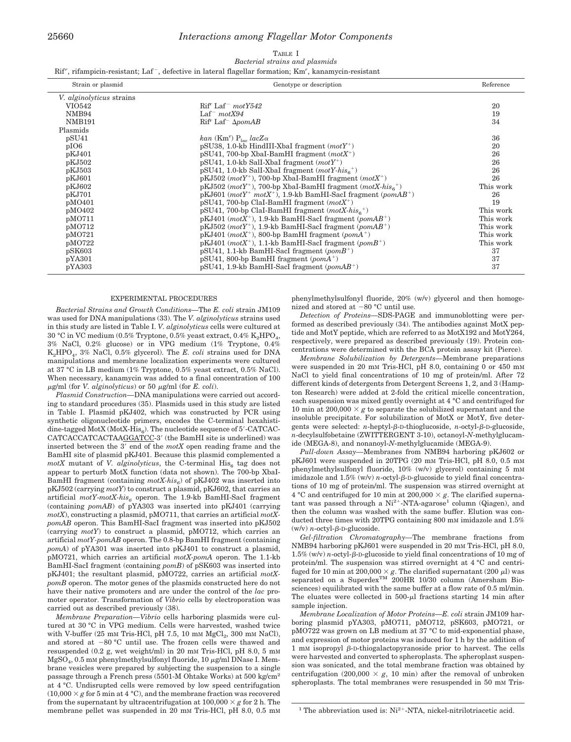TABLE I

*Bacterial strains and plasmids*

Rif[r], rifampicin-resistant; Laf[−], defective in lateral flagellar formation; Km[r], kanamycin-resistant

| Strain or plasmid | Genotype or description | Reference |
|---|---|---|
| *V. alginolyticus* strains | | |
| VIO542 | Rif[r] Laf[−] *motY542* | 20 |
| NMB94 | Laf[−] *motX94* | 19 |
| NMB191 | Rif[r] Laf[−] Δ*pomAB* | 34 |
| Plasmids | | |
| pSU41 | *kan* (Km[r]) $P_{lac}$ *lacZα* | 36 |
| pIO6 | pSU38, 1.0-kb HindIII-XbaI fragment (*motY*[+]) | 20 |
| pKJ401 | pSU41, 700-bp XbaI-BamHI fragment (*motX*[+]) | 26 |
| pKJ502 | pSU41, 1.0-kb SalI-XbaI fragment (*motY*[+]) | 26 |
| pKJ503 | pSU41, 1.0-kb SalI-XbaI fragment (*motY-his*$_6$[+]) | 26 |
| pKJ601 | pKJ502 (*motY*[+]), 700-bp XbaI-BamHI fragment (*motX*[+]) | 26 |
| pKJ602 | pKJ502 (*motY*[+]), 700-bp XbaI-BamHI fragment (*motX-his*$_6$[+]) | This work |
| pKJ701 | pKJ601 (*motY*[+] *motX*[+]), 1.9-kb BamHI-SacI fragment (*pomAB*[+]) | 26 |
| pMO401 | pSU41, 700-bp ClaI-BamHI fragment (*motX*[+]) | 19 |
| pMO402 | pSU41, 700-bp ClaI-BamHI fragment (*motX-his*$_6$[+]) | This work |
| pMO711 | pKJ401 (*motX*[+]), 1.9-kb BamHI-SacI fragment (*pomAB*[+]) | This work |
| pMO712 | pKJ502 (*motY*[+]), 1.9-kb BamHI-SacI fragment (*pomAB*[+]) | This work |
| pMO721 | pKJ401 (*motX*[+]), 800-bp BamHI fragment (*pomA*[+]) | This work |
| pMO722 | pKJ401 (*motX*[+]), 1.1-kb BamHI-SacI fragment (*pomB*[+]) | This work |
| pSK603 | pSU41, 1.1-kb BamHI-SacI fragment (*pomB*[+]) | 37 |
| pYA301 | pSU41, 800-bp BamHI fragment (*pomA*[+]) | 37 |
| pYA303 | pSU41, 1.9-kb BamHI-SacI fragment (*pomAB*[+]) | 37 |

## EXPERIMENTAL PROCEDURES

*Bacterial Strains and Growth Conditions*—The *E. coli* strain JM109 was used for DNA manipulations (33). The *V. alginolyticus* strains used in this study are listed in Table I. *V. alginolyticus* cells were cultured at 30 °C in VC medium (0.5% Tryptone, 0.5% yeast extract, 0.4% $K_2HPO_4$, 3% NaCl, 0.2% glucose) or in VPG medium (1% Tryptone, 0.4% $K_2HPO_4$, 3% NaCl, 0.5% glycerol). The *E. coli* strains used for DNA manipulations and membrane localization experiments were cultured at 37 °C in LB medium (1% Tryptone, 0.5% yeast extract, 0.5% NaCl). When necessary, kanamycin was added to a final concentration of 100 μg/ml (for *V. alginolyticus*) or 50 μg/ml (for *E. coli*).

*Plasmid Construction*—DNA manipulations were carried out according to standard procedures (35). Plasmids used in this study are listed in Table I. Plasmid pKJ402, which was constructed by PCR using synthetic oligonucleotide primers, encodes the C-terminal hexahistidine-tagged MotX (MotX-His$_6$). The nucleotide sequence of 5′-CATCACCATCACCATCACTAAGGATCC-3′ (the BamHI site is underlined) was inserted between the 3′ end of the *motX* open reading frame and the BamHI site of plasmid pKJ401. Because this plasmid complemented a *motX* mutant of *V. alginolyticus*, the C-terminal His$_6$ tag does not appear to perturb MotX function (data not shown). The 700-bp XbaI-BamHI fragment (containing *motX-his*$_6$) of pKJ402 was inserted into pKJ502 (carrying *motY*) to construct a plasmid, pKJ602, that carries an artificial *motY-motX-his*$_6$ operon. The 1.9-kb BamHI-SacI fragment (containing *pomAB*) of pYA303 was inserted into pKJ401 (carrying *motX*), constructing a plasmid, pMO711, that carries an artificial *motX-pomAB* operon. This BamHI-SacI fragment was inserted into pKJ502 (carrying *motY*) to construct a plasmid, pMO712, which carries an artificial *motY-pomAB* operon. The 0.8-bp BamHI fragment (containing *pomA*) of pYA301 was inserted into pKJ401 to construct a plasmid, pMO721, which carries an artificial *motX-pomA* operon. The 1.1-kb BamHI-SacI fragment (containing *pomB*) of pSK603 was inserted into pKJ401; the resultant plasmid, pMO722, carries an artificial *motX-pomB* operon. The motor genes of the plasmids constructed here do not have their native promoters and are under the control of the *lac* promoter operator. Transformation of *Vibrio* cells by electroporation was carried out as described previously (38).

*Membrane Preparation*—*Vibrio* cells harboring plasmids were cultured at 30 °C in VPG medium. Cells were harvested, washed twice with V-buffer (25 mM Tris-HCl, pH 7.5, 10 mM $MgCl_2$, 300 mM NaCl), and stored at −80 °C until use. The frozen cells were thawed and resuspended (0.2 g, wet weight/ml) in 20 mM Tris-HCl, pH 8.0, 5 mM $MgSO_4$, 0.5 mM phenylmethylsulfonyl fluoride, 10 μg/ml DNase I. Membrane vesicles were prepared by subjecting the suspension to a single passage through a French press (5501-M Ohtake Works) at 500 kg/cm² at 4 °C. Undisrupted cells were removed by low speed centrifugation (10,000 × *g* for 5 min at 4 °C), and the membrane fraction was recovered from the supernatant by ultracentrifugation at 100,000 × *g* for 2 h. The membrane pellet was suspended in 20 mM Tris-HCl, pH 8.0, 0.5 mM phenylmethylsulfonyl fluoride, 20% (w/v) glycerol and then homogenized and stored at −80 °C until use.

*Detection of Proteins*—SDS-PAGE and immunoblotting were performed as described previously (34). The antibodies against MotX peptide and MotY peptide, which are referred to as MotX192 and MotY264, respectively, were prepared as described previously (19). Protein concentrations were determined with the BCA protein assay kit (Pierce).

*Membrane Solubilization by Detergents*—Membrane preparations were suspended in 20 mM Tris-HCl, pH 8.0, containing 0 or 450 mM NaCl to yield final concentrations of 10 mg of protein/ml. After 72 different kinds of detergents from Detergent Screens 1, 2, and 3 (Hampton Research) were added at 2-fold the critical micelle concentration, each suspension was mixed gently overnight at 4 °C and centrifuged for 10 min at 200,000 × *g* to separate the solubilized supernatant and the insoluble precipitate. For solubilization of MotX or MotY, five detergents were selected: *n*-heptyl-β-D-thioglucoside, *n*-octyl-β-D-glucoside, *n*-decylsulfobetaine (ZWITTERGENT 3-10), octanoyl-*N*-methylglucamide (MEGA-8), and nonanoyl-*N*-methylglucamide (MEGA-9).

*Pull-down Assay*—Membranes from NMB94 harboring pKJ602 or pKJ601 were suspended in 20TPG (20 mM Tris-HCl, pH 8.0, 0.5 mM phenylmethylsulfonyl fluoride, 10% (w/v) glycerol) containing 5 mM imidazole and 1.5% (w/v) *n*-octyl-β-D-glucoside to yield final concentrations of 10 mg of protein/ml. The suspension was stirred overnight at 4 °C and centrifuged for 10 min at 200,000 × *g*. The clarified supernatant was passed through a $Ni^{2+}$-NTA-agarose[1] column (Qiagen), and then the column was washed with the same buffer. Elution was conducted three times with 20TPG containing 800 mM imidazole and 1.5% (w/v) *n*-octyl-β-D-glucoside.

*Gel-filtration Chromatography*—The membrane fractions from NMB94 harboring pKJ601 were suspended in 20 mM Tris-HCl, pH 8.0, 1.5% (w/v) *n*-octyl-β-D-glucoside to yield final concentrations of 10 mg of protein/ml. The suspension was stirred overnight at 4 °C and centrifuged for 10 min at 200,000 × *g*. The clarified supernatant (200 μl) was separated on a Superdex™ 200HR 10/30 column (Amersham Biosciences) equilibrated with the same buffer at a flow rate of 0.5 ml/min. The eluates were collected in 500-μl fractions starting 14 min after sample injection.

*Membrane Localization of Motor Proteins*—*E. coli* strain JM109 harboring plasmid pYA303, pMO711, pMO712, pSK603, pMO721, or pMO722 was grown on LB medium at 37 °C to mid-exponential phase, and expression of motor proteins was induced for 1 h by the addition of 1 mM isopropyl β-D-thiogalactopyranoside prior to harvest. The cells were harvested and converted to spheroplasts. The spheroplast suspension was sonicated, and the total membrane fraction was obtained by centrifugation (200,000 × *g*, 10 min) after the removal of unbroken spheroplasts. The total membranes were resuspended in 50 mM Tris-

[1] The abbreviation used is: $Ni^{2+}$-NTA, nickel-nitrilotriacetic acid.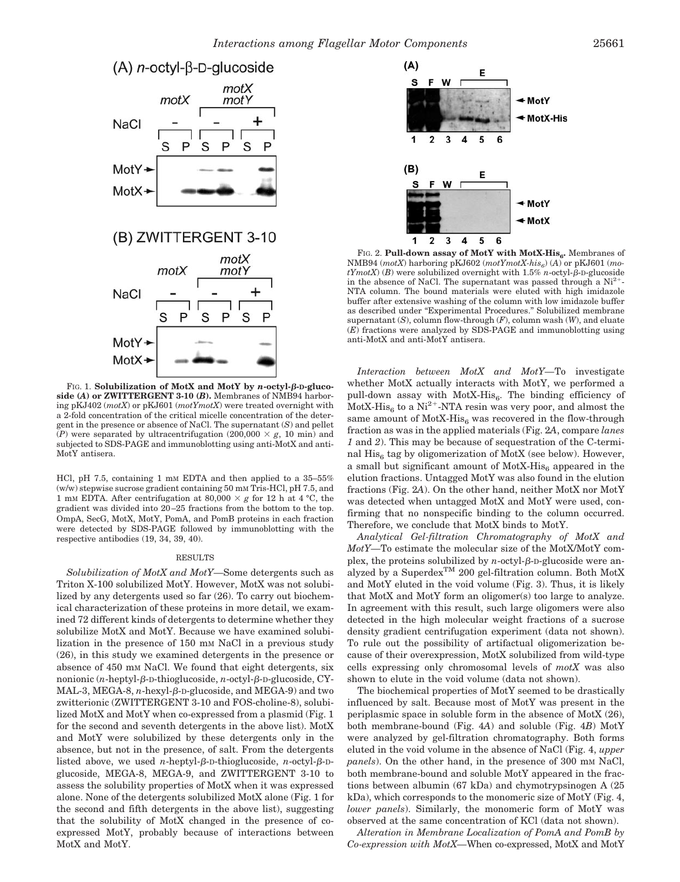FIG. 1. **Solubilization of MotX and MotY by *n*-octyl-β-D-glucoside (A) or ZWITTERGENT 3-10 (B).** Membranes of NMB94 harboring pKJ402 (*motX*) or pKJ601 (*motYmotX*) were treated overnight with a 2-fold concentration of the critical micelle concentration of the detergent in the presence or absence of NaCl. The supernatant (*S*) and pellet (*P*) were separated by ultracentrifugation (200,000 × *g*, 10 min) and subjected to SDS-PAGE and immunoblotting using anti-MotX and anti-MotY antisera.

FIG. 2. **Pull-down assay of MotY with MotX-His$_6$.** Membranes of NMB94 (*motX*) harboring pKJ602 (*motYmotX-his$_6$*) (*A*) or pKJ601 (*motYmotX*) (*B*) were solubilized overnight with 1.5% *n*-octyl-β-D-glucoside in the absence of NaCl. The supernatant was passed through a $Ni^{2+}$-NTA column. The bound materials were eluted with high imidazole buffer after extensive washing of the column with low imidazole buffer as described under "Experimental Procedures." Solubilized membrane supernatant (*S*), column flow-through (*F*), column wash (*W*), and eluate (*E*) fractions were analyzed by SDS-PAGE and immunoblotting using anti-MotX and anti-MotY antisera.

HCl, pH 7.5, containing 1 mM EDTA and then applied to a 35–55% (w/w) stepwise sucrose gradient containing 50 mM Tris-HCl, pH 7.5, and 1 mM EDTA. After centrifugation at 80,000 × *g* for 12 h at 4 °C, the gradient was divided into 20–25 fractions from the bottom to the top. OmpA, SecG, MotX, MotY, PomA, and PomB proteins in each fraction were detected by SDS-PAGE followed by immunoblotting with the respective antibodies (19, 34, 39, 40).

## RESULTS

*Solubilization of MotX and MotY*—Some detergents such as Triton X-100 solubilized MotY. However, MotX was not solubilized by any detergents used so far (26). To carry out biochemical characterization of these proteins in more detail, we examined 72 different kinds of detergents to determine whether they solubilize MotX and MotY. Because we have examined solubilization in the presence of 150 mM NaCl in a previous study (26), in this study we examined detergents in the presence or absence of 450 mM NaCl. We found that eight detergents, six nonionic (*n*-heptyl-β-D-thioglucoside, *n*-octyl-β-D-glucoside, CYMAL-3, MEGA-8, *n*-hexyl-β-D-glucoside, and MEGA-9) and two zwitterionic (ZWITTERGENT 3-10 and FOS-choline-8), solubilized MotX and MotY when co-expressed from a plasmid (Fig. 1 for the second and seventh detergents in the above list). MotX and MotY were solubilized by these detergents only in the absence, but not in the presence, of salt. From the detergents listed above, we used *n*-heptyl-β-D-thioglucoside, *n*-octyl-β-D-glucoside, MEGA-8, MEGA-9, and ZWITTERGENT 3-10 to assess the solubility properties of MotX when it was expressed alone. None of the detergents solubilized MotX alone (Fig. 1 for the second and fifth detergents in the above list), suggesting that the solubility of MotX changed in the presence of co-expressed MotY, probably because of interactions between MotX and MotY.

*Interaction between MotX and MotY*—To investigate whether MotX actually interacts with MotY, we performed a pull-down assay with MotX-His$_6$. The binding efficiency of MotX-His$_6$ to a $Ni^{2+}$-NTA resin was very poor, and almost the same amount of MotX-His$_6$ was recovered in the flow-through fraction as was in the applied materials (Fig. 2*A*, compare *lanes 1* and *2*). This may be because of sequestration of the C-terminal His$_6$ tag by oligomerization of MotX (see below). However, a small but significant amount of MotX-His$_6$ appeared in the elution fractions. Untagged MotY was also found in the elution fractions (Fig. 2*A*). On the other hand, neither MotX nor MotY was detected when untagged MotX and MotY were used, confirming that no nonspecific binding to the column occurred. Therefore, we conclude that MotX binds to MotY.

*Analytical Gel-filtration Chromatography of MotX and MotY*—To estimate the molecular size of the MotX/MotY complex, the proteins solubilized by *n*-octyl-β-D-glucoside were analyzed by a Superdex™ 200 gel-filtration column. Both MotX and MotY eluted in the void volume (Fig. 3). Thus, it is likely that MotX and MotY form an oligomer(s) too large to analyze. In agreement with this result, such large oligomers were also detected in the high molecular weight fractions of a sucrose density gradient centrifugation experiment (data not shown). To rule out the possibility of artifactual oligomerization because of their overexpression, MotX solubilized from wild-type cells expressing only chromosomal levels of *motX* was also shown to elute in the void volume (data not shown).

The biochemical properties of MotY seemed to be drastically influenced by salt. Because most of MotY was present in the periplasmic space in soluble form in the absence of MotX (26), both membrane-bound (Fig. 4*A*) and soluble (Fig. 4*B*) MotY were analyzed by gel-filtration chromatography. Both forms eluted in the void volume in the absence of NaCl (Fig. 4, *upper panels*). On the other hand, in the presence of 300 mM NaCl, both membrane-bound and soluble MotY appeared in the fractions between albumin (67 kDa) and chymotrypsinogen A (25 kDa), which corresponds to the monomeric size of MotY (Fig. 4, *lower panels*). Similarly, the monomeric form of MotY was observed at the same concentration of KCl (data not shown).

*Alteration in Membrane Localization of PomA and PomB by Co-expression with MotX*—When co-expressed, MotX and MotY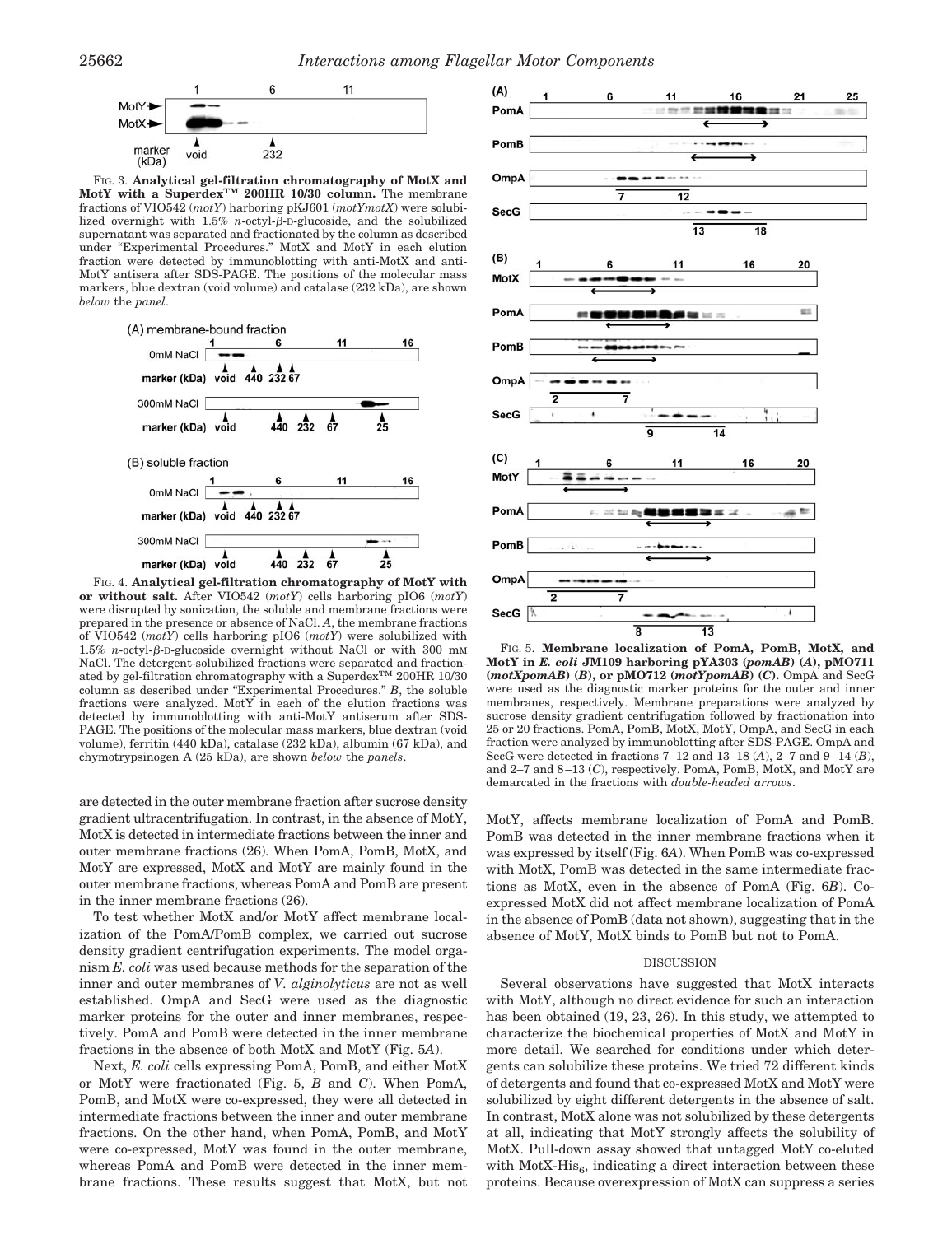FIG. 3. **Analytical gel-filtration chromatography of MotX and MotY with a Superdex™ 200HR 10/30 column.** The membrane fractions of VIO542 (*motY*) harboring pKJ601 (*motYmotX*) were solubilized overnight with 1.5% *n*-octyl-β-D-glucoside, and the solubilized supernatant was separated and fractionated by the column as described under "Experimental Procedures." MotX and MotY in each elution fraction were detected by immunoblotting with anti-MotX and anti-MotY antisera after SDS-PAGE. The positions of the molecular mass markers, blue dextran (void volume) and catalase (232 kDa), are shown *below* the *panel*.

FIG. 4. **Analytical gel-filtration chromatography of MotY with or without salt.** After VIO542 (*motY*) cells harboring pIO6 (*motY*) were disrupted by sonication, the soluble and membrane fractions were prepared in the presence or absence of NaCl. *A*, the membrane fractions of VIO542 (*motY*) cells harboring pIO6 (*motY*) were solubilized with 1.5% *n*-octyl-β-D-glucoside overnight without NaCl or with 300 mM NaCl. The detergent-solubilized fractions were separated and fractionated by gel-filtration chromatography with a Superdex™ 200HR 10/30 column as described under "Experimental Procedures." *B*, the soluble fractions were analyzed. MotY in each of the elution fractions was detected by immunoblotting with anti-MotY antiserum after SDS-PAGE. The positions of the molecular mass markers, blue dextran (void volume), ferritin (440 kDa), catalase (232 kDa), albumin (67 kDa), and chymotrypsinogen A (25 kDa), are shown *below* the *panels*.

FIG. 5. **Membrane localization of PomA, PomB, MotX, and MotY in *E. coli* JM109 harboring pYA303 (*pomAB*) (*A*), pMO711 (*motXpomAB*) (*B*), or pMO712 (*motYpomAB*) (*C*).** OmpA and SecG were used as the diagnostic marker proteins for the outer and inner membranes, respectively. Membrane preparations were analyzed by sucrose density gradient centrifugation followed by fractionation into 25 or 20 fractions. PomA, PomB, MotX, MotY, OmpA, and SecG in each fraction were analyzed by immunoblotting after SDS-PAGE. OmpA and SecG were detected in fractions 7–12 and 13–18 (*A*), 2–7 and 9–14 (*B*), and 2–7 and 8–13 (*C*), respectively. PomA, PomB, MotX, and MotY are demarcated in the fractions with *double-headed arrows*.

are detected in the outer membrane fraction after sucrose density gradient ultracentrifugation. In contrast, in the absence of MotY, MotX is detected in intermediate fractions between the inner and outer membrane fractions (26). When PomA, PomB, MotX, and MotY are expressed, MotX and MotY are mainly found in the outer membrane fractions, whereas PomA and PomB are present in the inner membrane fractions (26).

To test whether MotX and/or MotY affect membrane localization of the PomA/PomB complex, we carried out sucrose density gradient centrifugation experiments. The model organism *E. coli* was used because methods for the separation of the inner and outer membranes of *V. alginolyticus* are not as well established. OmpA and SecG were used as the diagnostic marker proteins for the outer and inner membranes, respectively. PomA and PomB were detected in the inner membrane fractions in the absence of both MotX and MotY (Fig. 5*A*).

Next, *E. coli* cells expressing PomA, PomB, and either MotX or MotY were fractionated (Fig. 5, *B* and *C*). When PomA, PomB, and MotX were co-expressed, they were all detected in intermediate fractions between the inner and outer membrane fractions. On the other hand, when PomA, PomB, and MotY were co-expressed, MotY was found in the outer membrane, whereas PomA and PomB were detected in the inner membrane fractions. These results suggest that MotX, but not MotY, affects membrane localization of PomA and PomB. PomB was detected in the inner membrane fractions when it was expressed by itself (Fig. 6*A*). When PomB was co-expressed with MotX, PomB was detected in the same intermediate fractions as MotX, even in the absence of PomA (Fig. 6*B*). Co-expressed MotX did not affect membrane localization of PomA in the absence of PomB (data not shown), suggesting that in the absence of MotY, MotX binds to PomB but not to PomA.

## DISCUSSION

Several observations have suggested that MotX interacts with MotY, although no direct evidence for such an interaction has been obtained (19, 23, 26). In this study, we attempted to characterize the biochemical properties of MotX and MotY in more detail. We searched for conditions under which detergents can solubilize these proteins. We tried 72 different kinds of detergents and found that co-expressed MotX and MotY were solubilized by eight different detergents in the absence of salt. In contrast, MotX alone was not solubilized by these detergents at all, indicating that MotY strongly affects the solubility of MotX. Pull-down assay showed that untagged MotY co-eluted with MotX-$His_6$, indicating a direct interaction between these proteins. Because overexpression of MotX can suppress a series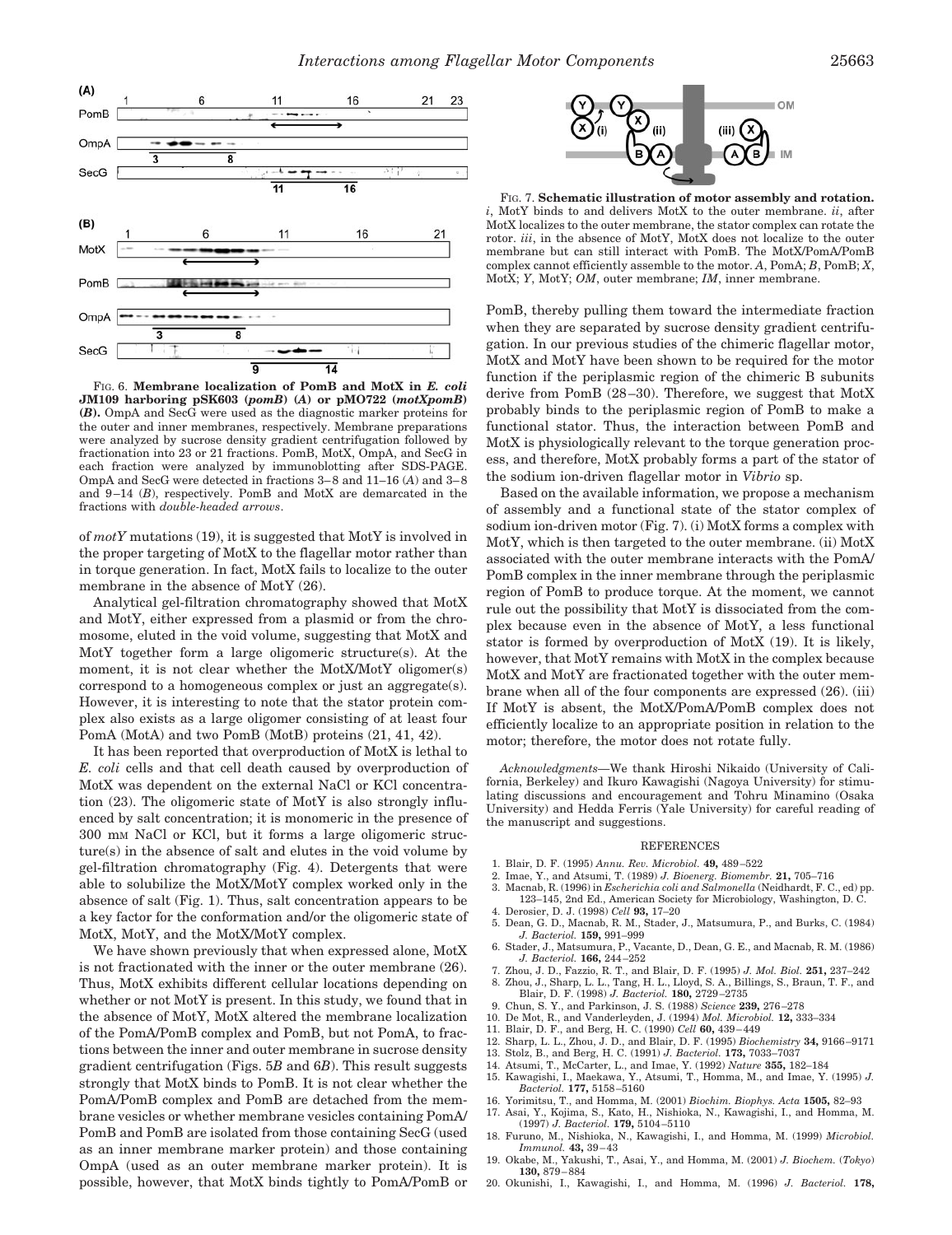FIG. 6. **Membrane localization of PomB and MotX in *E. coli* JM109 harboring pSK603 (*pomB*) (*A*) or pMO722 (*motXpomB*) (*B*).** OmpA and SecG were used as the diagnostic marker proteins for the outer and inner membranes, respectively. Membrane preparations were analyzed by sucrose density gradient centrifugation followed by fractionation into 23 or 21 fractions. PomB, MotX, OmpA, and SecG in each fraction were analyzed by immunoblotting after SDS-PAGE. OmpA and SecG were detected in fractions 3–8 and 11–16 (*A*) and 3–8 and 9–14 (*B*), respectively. PomB and MotX are demarcated in the fractions with *double-headed arrows*.

of *motY* mutations (19), it is suggested that MotY is involved in the proper targeting of MotX to the flagellar motor rather than in torque generation. In fact, MotX fails to localize to the outer membrane in the absence of MotY (26).

Analytical gel-filtration chromatography showed that MotX and MotY, either expressed from a plasmid or from the chromosome, eluted in the void volume, suggesting that MotX and MotY together form a large oligomeric structure(s). At the moment, it is not clear whether the MotX/MotY oligomer(s) correspond to a homogeneous complex or just an aggregate(s). However, it is interesting to note that the stator protein complex also exists as a large oligomer consisting of at least four PomA (MotA) and two PomB (MotB) proteins (21, 41, 42).

It has been reported that overproduction of MotX is lethal to *E. coli* cells and that cell death caused by overproduction of MotX was dependent on the external NaCl or KCl concentration (23). The oligomeric state of MotY is also strongly influenced by salt concentration; it is monomeric in the presence of 300 mM NaCl or KCl, but it forms a large oligomeric structure(s) in the absence of salt and elutes in the void volume by gel-filtration chromatography (Fig. 4). Detergents that were able to solubilize the MotX/MotY complex worked only in the absence of salt (Fig. 1). Thus, salt concentration appears to be a key factor for the conformation and/or the oligomeric state of MotX, MotY, and the MotX/MotY complex.

We have shown previously that when expressed alone, MotX is not fractionated with the inner or the outer membrane (26). Thus, MotX exhibits different cellular locations depending on whether or not MotY is present. In this study, we found that in the absence of MotY, MotX altered the membrane localization of the PomA/PomB complex and PomB, but not PomA, to fractions between the inner and outer membrane in sucrose density gradient centrifugation (Figs. 5*B* and 6*B*). This result suggests strongly that MotX binds to PomB. It is not clear whether the PomA/PomB complex and PomB are detached from the membrane vesicles or whether membrane vesicles containing PomA/PomB and PomB are isolated from those containing SecG (used as an inner membrane marker protein) and those containing OmpA (used as an outer membrane marker protein). It is possible, however, that MotX binds tightly to PomA/PomB or PomB, thereby pulling them toward the intermediate fraction when they are separated by sucrose density gradient centrifugation. In our previous studies of the chimeric flagellar motor, MotX and MotY have been shown to be required for the motor function if the periplasmic region of the chimeric B subunits derive from PomB (28–30). Therefore, we suggest that MotX probably binds to the periplasmic region of PomB to make a functional stator. Thus, the interaction between PomB and MotX is physiologically relevant to the torque generation process, and therefore, MotX probably forms a part of the stator of the sodium ion-driven flagellar motor in *Vibrio* sp.

FIG. 7. **Schematic illustration of motor assembly and rotation.** *i*, MotY binds to and delivers MotX to the outer membrane. *ii*, after MotX localizes to the outer membrane, the stator complex can rotate the rotor. *iii*, in the absence of MotY, MotX does not localize to the outer membrane but can still interact with PomB. The MotX/PomA/PomB complex cannot efficiently assemble to the motor. *A*, PomA; *B*, PomB; *X*, MotX; *Y*, MotY; *OM*, outer membrane; *IM*, inner membrane.

Based on the available information, we propose a mechanism of assembly and a functional state of the stator complex of sodium ion-driven motor (Fig. 7). (i) MotX forms a complex with MotY, which is then targeted to the outer membrane. (ii) MotX associated with the outer membrane interacts with the PomA/PomB complex in the inner membrane through the periplasmic region of PomB to produce torque. At the moment, we cannot rule out the possibility that MotY is dissociated from the complex because even in the absence of MotY, a less functional stator is formed by overproduction of MotX (19). It is likely, however, that MotY remains with MotX in the complex because MotX and MotY are fractionated together with the outer membrane when all of the four components are expressed (26). (iii) If MotY is absent, the MotX/PomA/PomB complex does not efficiently localize to an appropriate position in relation to the motor; therefore, the motor does not rotate fully.

*Acknowledgments*—We thank Hiroshi Nikaido (University of California, Berkeley) and Ikuro Kawagishi (Nagoya University) for stimulating discussions and encouragement and Tohru Minamino (Osaka University) and Hedda Ferris (Yale University) for careful reading of the manuscript and suggestions.

## REFERENCES

1. Blair, D. F. (1995) *Annu. Rev. Microbiol.* **49,** 489–522
2. Imae, Y., and Atsumi, T. (1989) *J. Bioenerg. Biomembr.* **21,** 705–716
3. Macnab, R. (1996) in *Escherichia coli and Salmonella* (Neidhardt, F. C., ed) pp. 123–145, 2nd Ed., American Society for Microbiology, Washington, D. C.
4. Derosier, D. J. (1998) *Cell* **93,** 17–20
5. Dean, G. D., Macnab, R. M., Stader, J., Matsumura, P., and Burks, C. (1984) *J. Bacteriol.* **159,** 991–999
6. Stader, J., Matsumura, P., Vacante, D., Dean, G. E., and Macnab, R. M. (1986) *J. Bacteriol.* **166,** 244–252
7. Zhou, J. D., Fazzio, R. T., and Blair, D. F. (1995) *J. Mol. Biol.* **251,** 237–242
8. Zhou, J., Sharp, L. L., Tang, H. L., Lloyd, S. A., Billings, S., Braun, T. F., and Blair, D. F. (1998) *J. Bacteriol.* **180,** 2729–2735
9. Chun, S. Y., and Parkinson, J. S. (1988) *Science* **239,** 276–278
10. De Mot, R., and Vanderleyden, J. (1994) *Mol. Microbiol.* **12,** 333–334
11. Blair, D. F., and Berg, H. C. (1990) *Cell* **60,** 439–449
12. Sharp, L. L., Zhou, J. D., and Blair, D. F. (1995) *Biochemistry* **34,** 9166–9171
13. Stolz, B., and Berg, H. C. (1991) *J. Bacteriol.* **173,** 7033–7037
14. Atsumi, T., McCarter, L., and Imae, Y. (1992) *Nature* **355,** 182–184
15. Kawagishi, I., Maekawa, Y., Atsumi, T., Homma, M., and Imae, Y. (1995) *J. Bacteriol.* **177,** 5158–5160
16. Yorimitsu, T., and Homma, M. (2001) *Biochim. Biophys. Acta* **1505,** 82–93
17. Asai, Y., Kojima, S., Kato, H., Nishioka, N., Kawagishi, I., and Homma, M. (1997) *J. Bacteriol.* **179,** 5104–5110
18. Furuno, M., Nishioka, N., Kawagishi, I., and Homma, M. (1999) *Microbiol. Immunol.* **43,** 39–43
19. Okabe, M., Yakushi, T., Asai, Y., and Homma, M. (2001) *J. Biochem.* (*Tokyo*) **130,** 879–884
20. Okunishi, I., Kawagishi, I., and Homma, M. (1996) *J. Bacteriol.* **178,**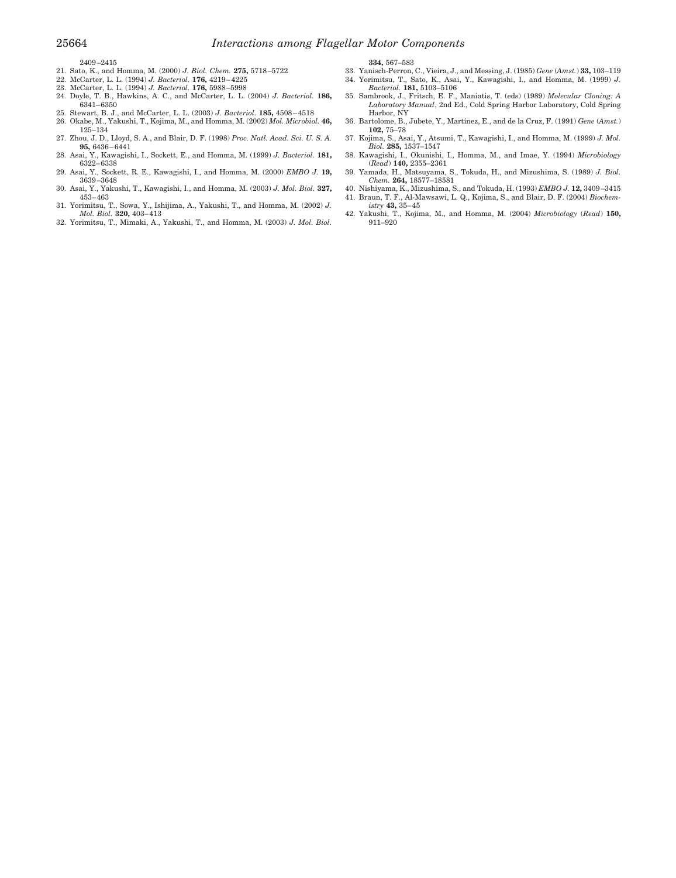2409–2415

21. Sato, K., and Homma, M. (2000) *J. Biol. Chem.* **275,** 5718–5722
22. McCarter, L. L. (1994) *J. Bacteriol.* **176,** 4219–4225
23. McCarter, L. L. (1994) *J. Bacteriol.* **176,** 5988–5998
24. Doyle, T. B., Hawkins, A. C., and McCarter, L. L. (2004) *J. Bacteriol.* **186,** 6341–6350
25. Stewart, B. J., and McCarter, L. L. (2003) *J. Bacteriol.* **185,** 4508–4518
26. Okabe, M., Yakushi, T., Kojima, M., and Homma, M. (2002) *Mol. Microbiol.* **46,** 125–134
27. Zhou, J. D., Lloyd, S. A., and Blair, D. F. (1998) *Proc. Natl. Acad. Sci. U. S. A.* **95,** 6436–6441
28. Asai, Y., Kawagishi, I., Sockett, E., and Homma, M. (1999) *J. Bacteriol.* **181,** 6322–6338
29. Asai, Y., Sockett, R. E., Kawagishi, I., and Homma, M. (2000) *EMBO J.* **19,** 3639–3648
30. Asai, Y., Yakushi, T., Kawagishi, I., and Homma, M. (2003) *J. Mol. Biol.* **327,** 453–463
31. Yorimitsu, T., Sowa, Y., Ishijima, A., Yakushi, T., and Homma, M. (2002) *J. Mol. Biol.* **320,** 403–413
32. Yorimitsu, T., Mimaki, A., Yakushi, T., and Homma, M. (2003) *J. Mol. Biol.* **334,** 567–583
33. Yanisch-Perron, C., Vieira, J., and Messing, J. (1985) *Gene* (*Amst.*) **33,** 103–119
34. Yorimitsu, T., Sato, K., Asai, Y., Kawagishi, I., and Homma, M. (1999) *J. Bacteriol.* **181,** 5103–5106
35. Sambrook, J., Fritsch, E. F., Maniatis, T. (eds) (1989) *Molecular Cloning: A Laboratory Manual*, 2nd Ed., Cold Spring Harbor Laboratory, Cold Spring Harbor, NY
36. Bartolome, B., Jubete, Y., Martínez, E., and de la Cruz, F. (1991) *Gene* (*Amst.*) **102,** 75–78
37. Kojima, S., Asai, Y., Atsumi, T., Kawagishi, I., and Homma, M. (1999) *J. Mol. Biol.* **285,** 1537–1547
38. Kawagishi, I., Okunishi, I., Homma, M., and Imae, Y. (1994) *Microbiology* (*Read*) **140,** 2355–2361
39. Yamada, H., Matsuyama, S., Tokuda, H., and Mizushima, S. (1989) *J. Biol. Chem.* **264,** 18577–18581
40. Nishiyama, K., Mizushima, S., and Tokuda, H. (1993) *EMBO J.* **12,** 3409–3415
41. Braun, T. F., Al-Mawsawi, L. Q., Kojima, S., and Blair, D. F. (2004) *Biochemistry* **43,** 35–45
42. Yakushi, T., Kojima, M., and Homma, M. (2004) *Microbiology* (*Read*) **150,** 911–920